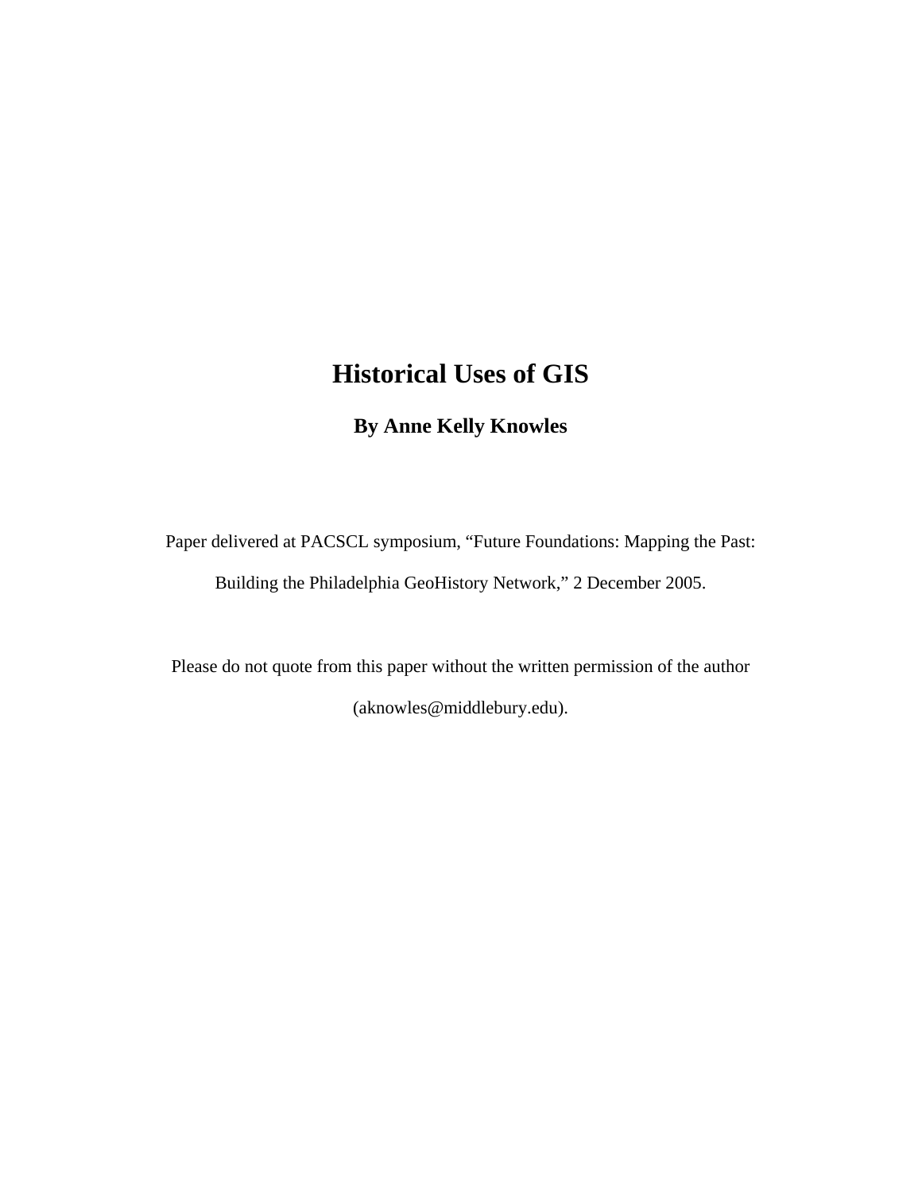# Historical Uses of GIS

**By Anne Kelly Knowles**

Paper delivered at PACSCL symposium, "Future Foundations: Mapping the Past: Building the Philadelphia GeoHistory Network," 2 December 2005.

Please do not quote from this paper without the written permission of the author (aknowles@middlebury.edu).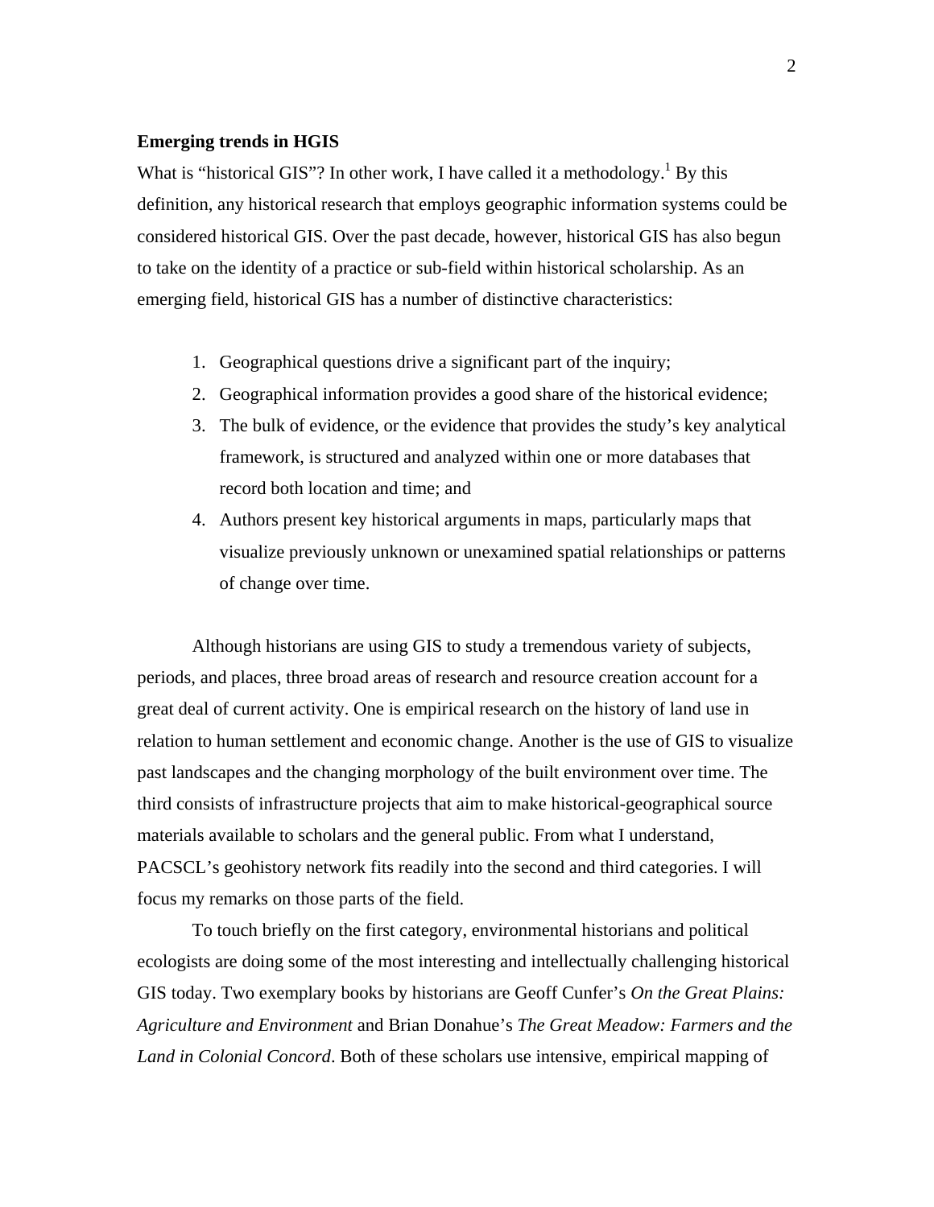**Emerging trends in HGIS**

What is "historical GIS"? In other work, I have called it a methodology.[1] By this definition, any historical research that employs geographic information systems could be considered historical GIS. Over the past decade, however, historical GIS has also begun to take on the identity of a practice or sub-field within historical scholarship. As an emerging field, historical GIS has a number of distinctive characteristics:

1. Geographical questions drive a significant part of the inquiry;
2. Geographical information provides a good share of the historical evidence;
3. The bulk of evidence, or the evidence that provides the study's key analytical framework, is structured and analyzed within one or more databases that record both location and time; and
4. Authors present key historical arguments in maps, particularly maps that visualize previously unknown or unexamined spatial relationships or patterns of change over time.

Although historians are using GIS to study a tremendous variety of subjects, periods, and places, three broad areas of research and resource creation account for a great deal of current activity. One is empirical research on the history of land use in relation to human settlement and economic change. Another is the use of GIS to visualize past landscapes and the changing morphology of the built environment over time. The third consists of infrastructure projects that aim to make historical-geographical source materials available to scholars and the general public. From what I understand, PACSCL's geohistory network fits readily into the second and third categories. I will focus my remarks on those parts of the field.

To touch briefly on the first category, environmental historians and political ecologists are doing some of the most interesting and intellectually challenging historical GIS today. Two exemplary books by historians are Geoff Cunfer's *On the Great Plains: Agriculture and Environment* and Brian Donahue's *The Great Meadow: Farmers and the Land in Colonial Concord*. Both of these scholars use intensive, empirical mapping of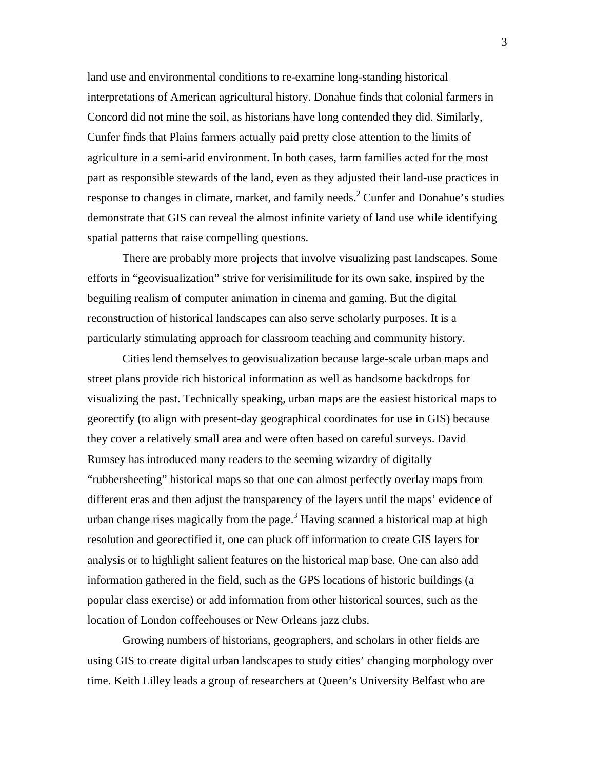land use and environmental conditions to re-examine long-standing historical interpretations of American agricultural history. Donahue finds that colonial farmers in Concord did not mine the soil, as historians have long contended they did. Similarly, Cunfer finds that Plains farmers actually paid pretty close attention to the limits of agriculture in a semi-arid environment. In both cases, farm families acted for the most part as responsible stewards of the land, even as they adjusted their land-use practices in response to changes in climate, market, and family needs.[2] Cunfer and Donahue's studies demonstrate that GIS can reveal the almost infinite variety of land use while identifying spatial patterns that raise compelling questions.

There are probably more projects that involve visualizing past landscapes. Some efforts in "geovisualization" strive for verisimilitude for its own sake, inspired by the beguiling realism of computer animation in cinema and gaming. But the digital reconstruction of historical landscapes can also serve scholarly purposes. It is a particularly stimulating approach for classroom teaching and community history.

Cities lend themselves to geovisualization because large-scale urban maps and street plans provide rich historical information as well as handsome backdrops for visualizing the past. Technically speaking, urban maps are the easiest historical maps to georectify (to align with present-day geographical coordinates for use in GIS) because they cover a relatively small area and were often based on careful surveys. David Rumsey has introduced many readers to the seeming wizardry of digitally "rubbersheeting" historical maps so that one can almost perfectly overlay maps from different eras and then adjust the transparency of the layers until the maps' evidence of urban change rises magically from the page.[3] Having scanned a historical map at high resolution and georectified it, one can pluck off information to create GIS layers for analysis or to highlight salient features on the historical map base. One can also add information gathered in the field, such as the GPS locations of historic buildings (a popular class exercise) or add information from other historical sources, such as the location of London coffeehouses or New Orleans jazz clubs.

Growing numbers of historians, geographers, and scholars in other fields are using GIS to create digital urban landscapes to study cities' changing morphology over time. Keith Lilley leads a group of researchers at Queen's University Belfast who are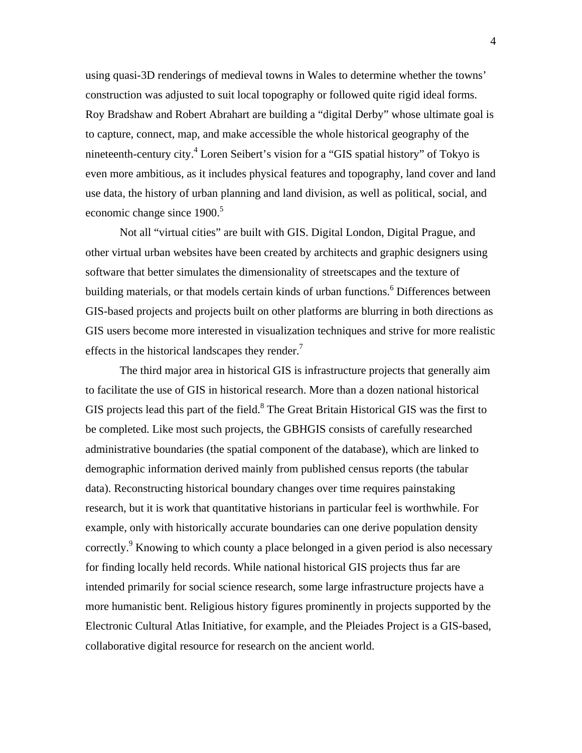using quasi-3D renderings of medieval towns in Wales to determine whether the towns' construction was adjusted to suit local topography or followed quite rigid ideal forms. Roy Bradshaw and Robert Abrahart are building a "digital Derby" whose ultimate goal is to capture, connect, map, and make accessible the whole historical geography of the nineteenth-century city.[4] Loren Seibert's vision for a "GIS spatial history" of Tokyo is even more ambitious, as it includes physical features and topography, land cover and land use data, the history of urban planning and land division, as well as political, social, and economic change since 1900.[5]

Not all "virtual cities" are built with GIS. Digital London, Digital Prague, and other virtual urban websites have been created by architects and graphic designers using software that better simulates the dimensionality of streetscapes and the texture of building materials, or that models certain kinds of urban functions.[6] Differences between GIS-based projects and projects built on other platforms are blurring in both directions as GIS users become more interested in visualization techniques and strive for more realistic effects in the historical landscapes they render.[7]

The third major area in historical GIS is infrastructure projects that generally aim to facilitate the use of GIS in historical research. More than a dozen national historical GIS projects lead this part of the field.[8] The Great Britain Historical GIS was the first to be completed. Like most such projects, the GBHGIS consists of carefully researched administrative boundaries (the spatial component of the database), which are linked to demographic information derived mainly from published census reports (the tabular data). Reconstructing historical boundary changes over time requires painstaking research, but it is work that quantitative historians in particular feel is worthwhile. For example, only with historically accurate boundaries can one derive population density correctly.[9] Knowing to which county a place belonged in a given period is also necessary for finding locally held records. While national historical GIS projects thus far are intended primarily for social science research, some large infrastructure projects have a more humanistic bent. Religious history figures prominently in projects supported by the Electronic Cultural Atlas Initiative, for example, and the Pleiades Project is a GIS-based, collaborative digital resource for research on the ancient world.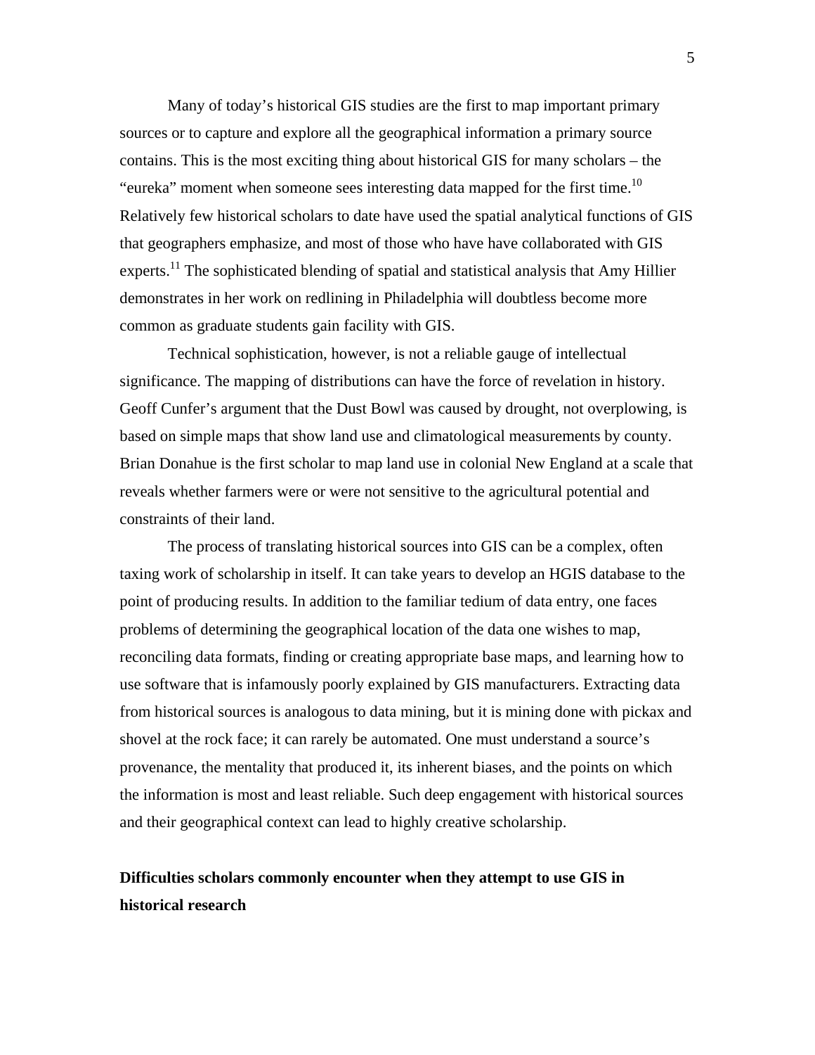Many of today's historical GIS studies are the first to map important primary sources or to capture and explore all the geographical information a primary source contains. This is the most exciting thing about historical GIS for many scholars – the "eureka" moment when someone sees interesting data mapped for the first time.[10] Relatively few historical scholars to date have used the spatial analytical functions of GIS that geographers emphasize, and most of those who have have collaborated with GIS experts.[11] The sophisticated blending of spatial and statistical analysis that Amy Hillier demonstrates in her work on redlining in Philadelphia will doubtless become more common as graduate students gain facility with GIS.

Technical sophistication, however, is not a reliable gauge of intellectual significance. The mapping of distributions can have the force of revelation in history. Geoff Cunfer's argument that the Dust Bowl was caused by drought, not overplowing, is based on simple maps that show land use and climatological measurements by county. Brian Donahue is the first scholar to map land use in colonial New England at a scale that reveals whether farmers were or were not sensitive to the agricultural potential and constraints of their land.

The process of translating historical sources into GIS can be a complex, often taxing work of scholarship in itself. It can take years to develop an HGIS database to the point of producing results. In addition to the familiar tedium of data entry, one faces problems of determining the geographical location of the data one wishes to map, reconciling data formats, finding or creating appropriate base maps, and learning how to use software that is infamously poorly explained by GIS manufacturers. Extracting data from historical sources is analogous to data mining, but it is mining done with pickax and shovel at the rock face; it can rarely be automated. One must understand a source's provenance, the mentality that produced it, its inherent biases, and the points on which the information is most and least reliable. Such deep engagement with historical sources and their geographical context can lead to highly creative scholarship.

**Difficulties scholars commonly encounter when they attempt to use GIS in historical research**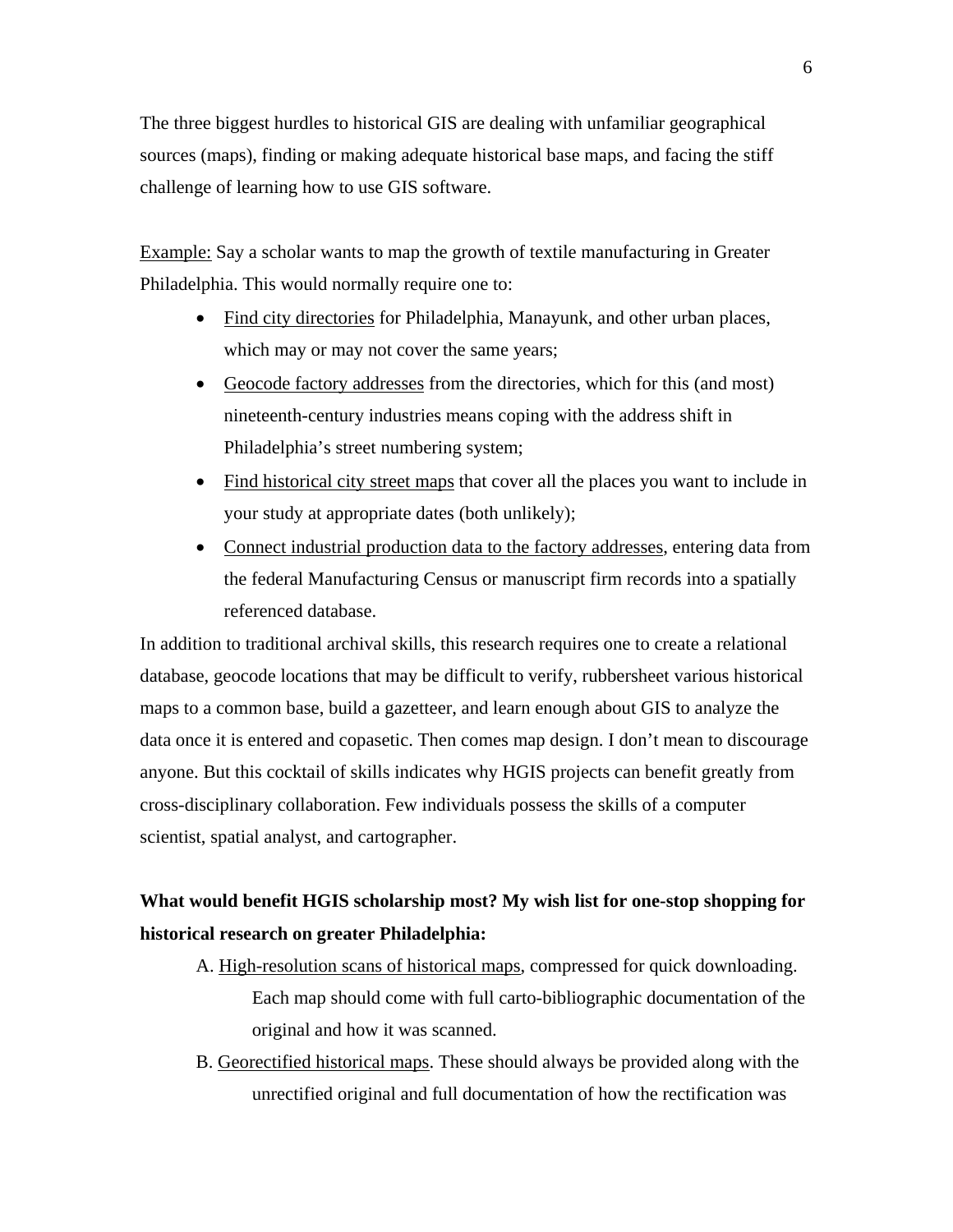The three biggest hurdles to historical GIS are dealing with unfamiliar geographical sources (maps), finding or making adequate historical base maps, and facing the stiff challenge of learning how to use GIS software.

<u>Example:</u> Say a scholar wants to map the growth of textile manufacturing in Greater Philadelphia. This would normally require one to:

- <u>Find city directories</u> for Philadelphia, Manayunk, and other urban places, which may or may not cover the same years;
- <u>Geocode factory addresses</u> from the directories, which for this (and most) nineteenth-century industries means coping with the address shift in Philadelphia's street numbering system;
- <u>Find historical city street maps</u> that cover all the places you want to include in your study at appropriate dates (both unlikely);
- <u>Connect industrial production data to the factory addresses</u>, entering data from the federal Manufacturing Census or manuscript firm records into a spatially referenced database.

In addition to traditional archival skills, this research requires one to create a relational database, geocode locations that may be difficult to verify, rubbersheet various historical maps to a common base, build a gazetteer, and learn enough about GIS to analyze the data once it is entered and copasetic. Then comes map design. I don't mean to discourage anyone. But this cocktail of skills indicates why HGIS projects can benefit greatly from cross-disciplinary collaboration. Few individuals possess the skills of a computer scientist, spatial analyst, and cartographer.

**What would benefit HGIS scholarship most? My wish list for one-stop shopping for historical research on greater Philadelphia:**

A. <u>High-resolution scans of historical maps</u>, compressed for quick downloading. Each map should come with full carto-bibliographic documentation of the original and how it was scanned.

B. <u>Georectified historical maps</u>. These should always be provided along with the unrectified original and full documentation of how the rectification was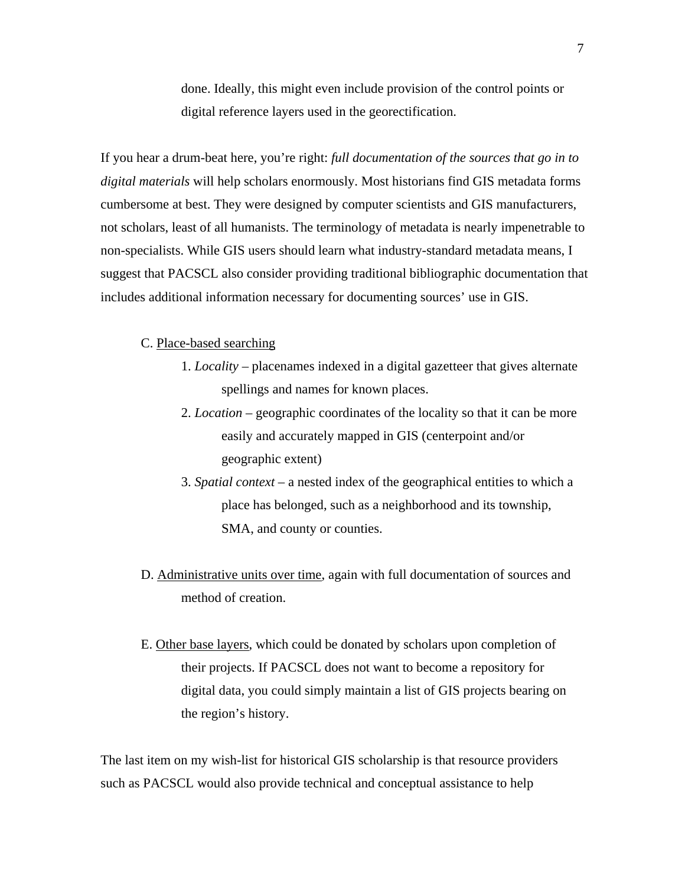done. Ideally, this might even include provision of the control points or digital reference layers used in the georectification.

If you hear a drum-beat here, you're right: *full documentation of the sources that go in to digital materials* will help scholars enormously. Most historians find GIS metadata forms cumbersome at best. They were designed by computer scientists and GIS manufacturers, not scholars, least of all humanists. The terminology of metadata is nearly impenetrable to non-specialists. While GIS users should learn what industry-standard metadata means, I suggest that PACSCL also consider providing traditional bibliographic documentation that includes additional information necessary for documenting sources' use in GIS.

C. Place-based searching

1. *Locality* – placenames indexed in a digital gazetteer that gives alternate spellings and names for known places.
2. *Location* – geographic coordinates of the locality so that it can be more easily and accurately mapped in GIS (centerpoint and/or geographic extent)
3. *Spatial context* – a nested index of the geographical entities to which a place has belonged, such as a neighborhood and its township, SMA, and county or counties.

D. Administrative units over time, again with full documentation of sources and method of creation.

E. Other base layers, which could be donated by scholars upon completion of their projects. If PACSCL does not want to become a repository for digital data, you could simply maintain a list of GIS projects bearing on the region's history.

The last item on my wish-list for historical GIS scholarship is that resource providers such as PACSCL would also provide technical and conceptual assistance to help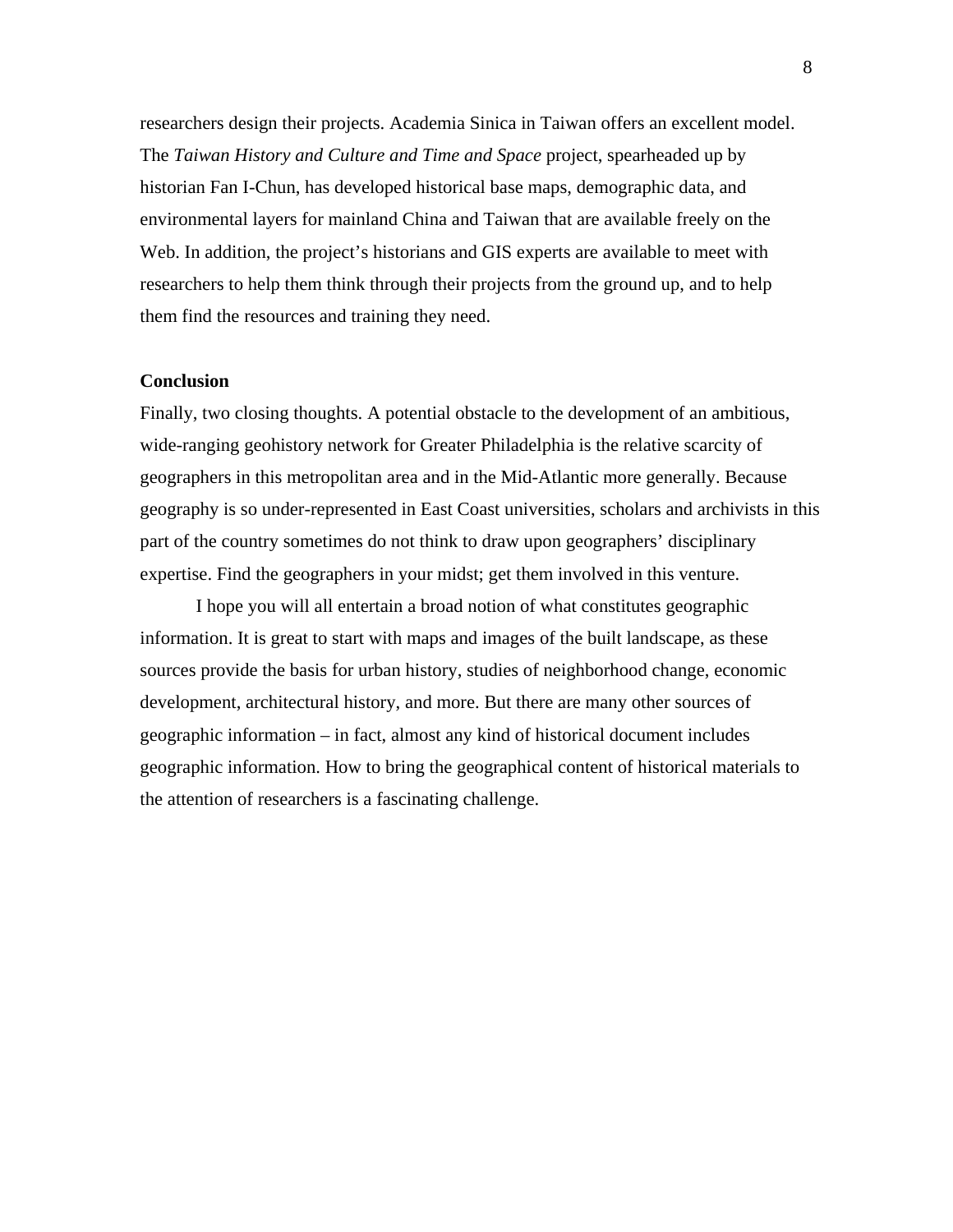researchers design their projects. Academia Sinica in Taiwan offers an excellent model. The *Taiwan History and Culture and Time and Space* project, spearheaded up by historian Fan I-Chun, has developed historical base maps, demographic data, and environmental layers for mainland China and Taiwan that are available freely on the Web. In addition, the project's historians and GIS experts are available to meet with researchers to help them think through their projects from the ground up, and to help them find the resources and training they need.

**Conclusion**

Finally, two closing thoughts. A potential obstacle to the development of an ambitious, wide-ranging geohistory network for Greater Philadelphia is the relative scarcity of geographers in this metropolitan area and in the Mid-Atlantic more generally. Because geography is so under-represented in East Coast universities, scholars and archivists in this part of the country sometimes do not think to draw upon geographers' disciplinary expertise. Find the geographers in your midst; get them involved in this venture.

I hope you will all entertain a broad notion of what constitutes geographic information. It is great to start with maps and images of the built landscape, as these sources provide the basis for urban history, studies of neighborhood change, economic development, architectural history, and more. But there are many other sources of geographic information – in fact, almost any kind of historical document includes geographic information. How to bring the geographical content of historical materials to the attention of researchers is a fascinating challenge.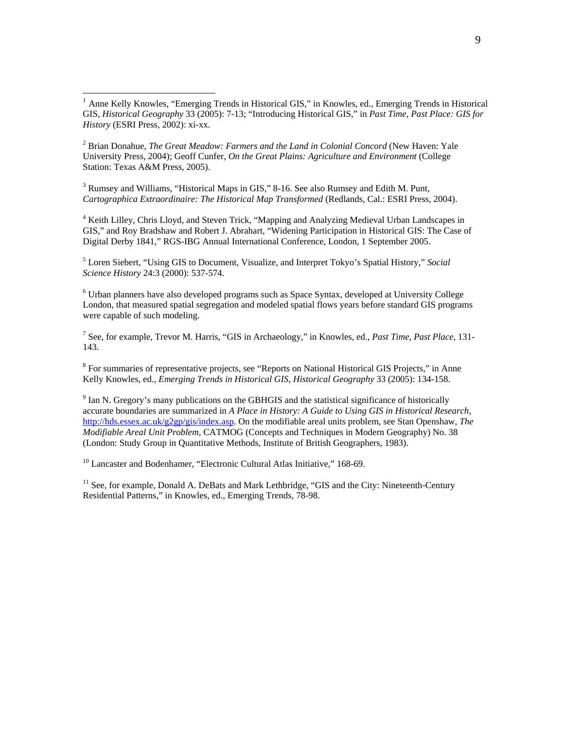[1] Anne Kelly Knowles, "Emerging Trends in Historical GIS," in Knowles, ed., Emerging Trends in Historical GIS, *Historical Geography* 33 (2005): 7-13; "Introducing Historical GIS," in *Past Time, Past Place: GIS for History* (ESRI Press, 2002): xi-xx.

[2] Brian Donahue, *The Great Meadow: Farmers and the Land in Colonial Concord* (New Haven: Yale University Press, 2004); Geoff Cunfer, *On the Great Plains: Agriculture and Environment* (College Station: Texas A&M Press, 2005).

[3] Rumsey and Williams, "Historical Maps in GIS," 8-16. See also Rumsey and Edith M. Punt, *Cartographica Extraordinaire: The Historical Map Transformed* (Redlands, Cal.: ESRI Press, 2004).

[4] Keith Lilley, Chris Lloyd, and Steven Trick, "Mapping and Analyzing Medieval Urban Landscapes in GIS," and Roy Bradshaw and Robert J. Abrahart, "Widening Participation in Historical GIS: The Case of Digital Derby 1841," RGS-IBG Annual International Conference, London, 1 September 2005.

[5] Loren Siebert, "Using GIS to Document, Visualize, and Interpret Tokyo's Spatial History," *Social Science History* 24:3 (2000): 537-574.

[6] Urban planners have also developed programs such as Space Syntax, developed at University College London, that measured spatial segregation and modeled spatial flows years before standard GIS programs were capable of such modeling.

[7] See, for example, Trevor M. Harris, "GIS in Archaeology," in Knowles, ed., *Past Time, Past Place*, 131-143.

[8] For summaries of representative projects, see "Reports on National Historical GIS Projects," in Anne Kelly Knowles, ed., *Emerging Trends in Historical GIS*, *Historical Geography* 33 (2005): 134-158.

[9] Ian N. Gregory's many publications on the GBHGIS and the statistical significance of historically accurate boundaries are summarized in *A Place in History: A Guide to Using GIS in Historical Research*, http://hds.essex.ac.uk/g2gp/gis/index.asp. On the modifiable areal units problem, see Stan Openshaw, *The Modifiable Areal Unit Problem*, CATMOG (Concepts and Techniques in Modern Geography) No. 38 (London: Study Group in Quantitative Methods, Institute of British Geographers, 1983).

[10] Lancaster and Bodenhamer, "Electronic Cultural Atlas Initiative," 168-69.

[11] See, for example, Donald A. DeBats and Mark Lethbridge, "GIS and the City: Nineteenth-Century Residential Patterns," in Knowles, ed., Emerging Trends, 78-98.